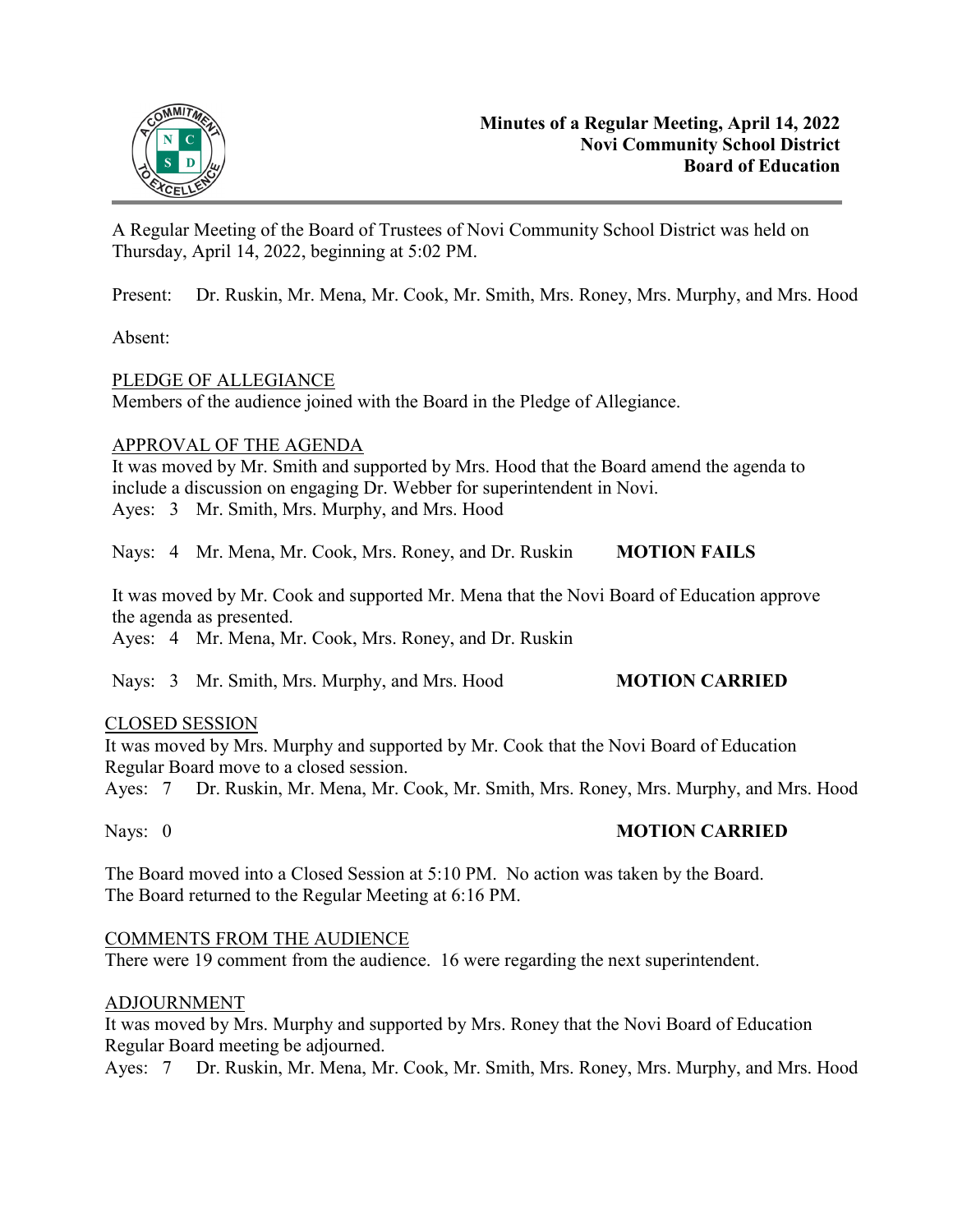**Minutes of a Regular Meeting, April 14, 2022**
**Novi Community School District**
**Board of Education**

A Regular Meeting of the Board of Trustees of Novi Community School District was held on Thursday, April 14, 2022, beginning at 5:02 PM.

Present: Dr. Ruskin, Mr. Mena, Mr. Cook, Mr. Smith, Mrs. Roney, Mrs. Murphy, and Mrs. Hood

Absent:

PLEDGE OF ALLEGIANCE

Members of the audience joined with the Board in the Pledge of Allegiance.

APPROVAL OF THE AGENDA

It was moved by Mr. Smith and supported by Mrs. Hood that the Board amend the agenda to include a discussion on engaging Dr. Webber for superintendent in Novi.

Ayes: 3 Mr. Smith, Mrs. Murphy, and Mrs. Hood

Nays: 4 Mr. Mena, Mr. Cook, Mrs. Roney, and Dr. Ruskin **MOTION FAILS**

It was moved by Mr. Cook and supported Mr. Mena that the Novi Board of Education approve the agenda as presented.

Ayes: 4 Mr. Mena, Mr. Cook, Mrs. Roney, and Dr. Ruskin

Nays: 3 Mr. Smith, Mrs. Murphy, and Mrs. Hood **MOTION CARRIED**

CLOSED SESSION

It was moved by Mrs. Murphy and supported by Mr. Cook that the Novi Board of Education Regular Board move to a closed session.

Ayes: 7 Dr. Ruskin, Mr. Mena, Mr. Cook, Mr. Smith, Mrs. Roney, Mrs. Murphy, and Mrs. Hood

Nays: 0 **MOTION CARRIED**

The Board moved into a Closed Session at 5:10 PM. No action was taken by the Board.
The Board returned to the Regular Meeting at 6:16 PM.

COMMENTS FROM THE AUDIENCE

There were 19 comment from the audience. 16 were regarding the next superintendent.

ADJOURNMENT

It was moved by Mrs. Murphy and supported by Mrs. Roney that the Novi Board of Education Regular Board meeting be adjourned.

Ayes: 7 Dr. Ruskin, Mr. Mena, Mr. Cook, Mr. Smith, Mrs. Roney, Mrs. Murphy, and Mrs. Hood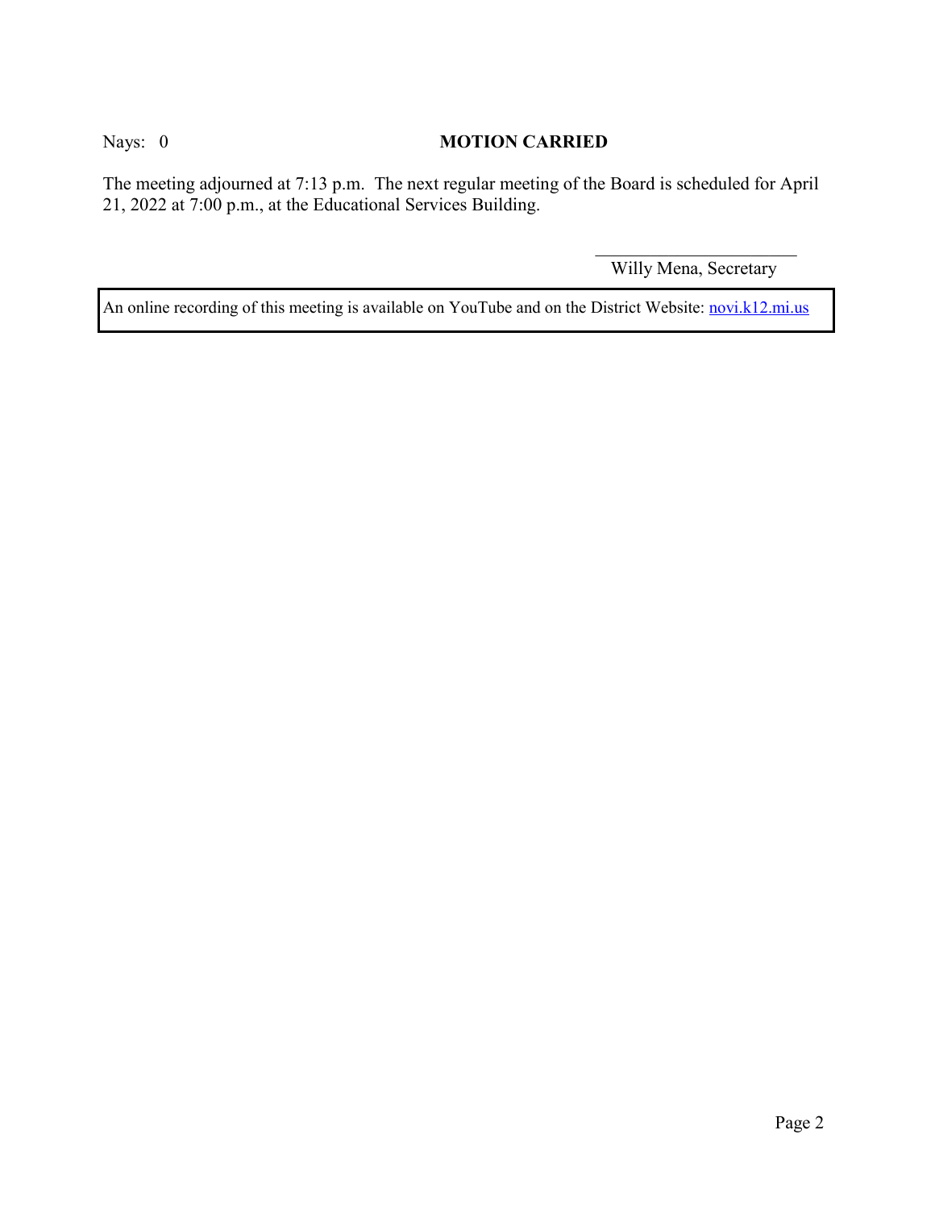Nays: 0 **MOTION CARRIED**

The meeting adjourned at 7:13 p.m. The next regular meeting of the Board is scheduled for April 21, 2022 at 7:00 p.m., at the Educational Services Building.

\_\_\_\_\_\_\_\_\_\_\_\_\_\_\_\_\_\_\_\_\_\_\_\_

Willy Mena, Secretary

An online recording of this meeting is available on YouTube and on the District Website: [novi.k12.mi.us](novi.k12.mi.us)